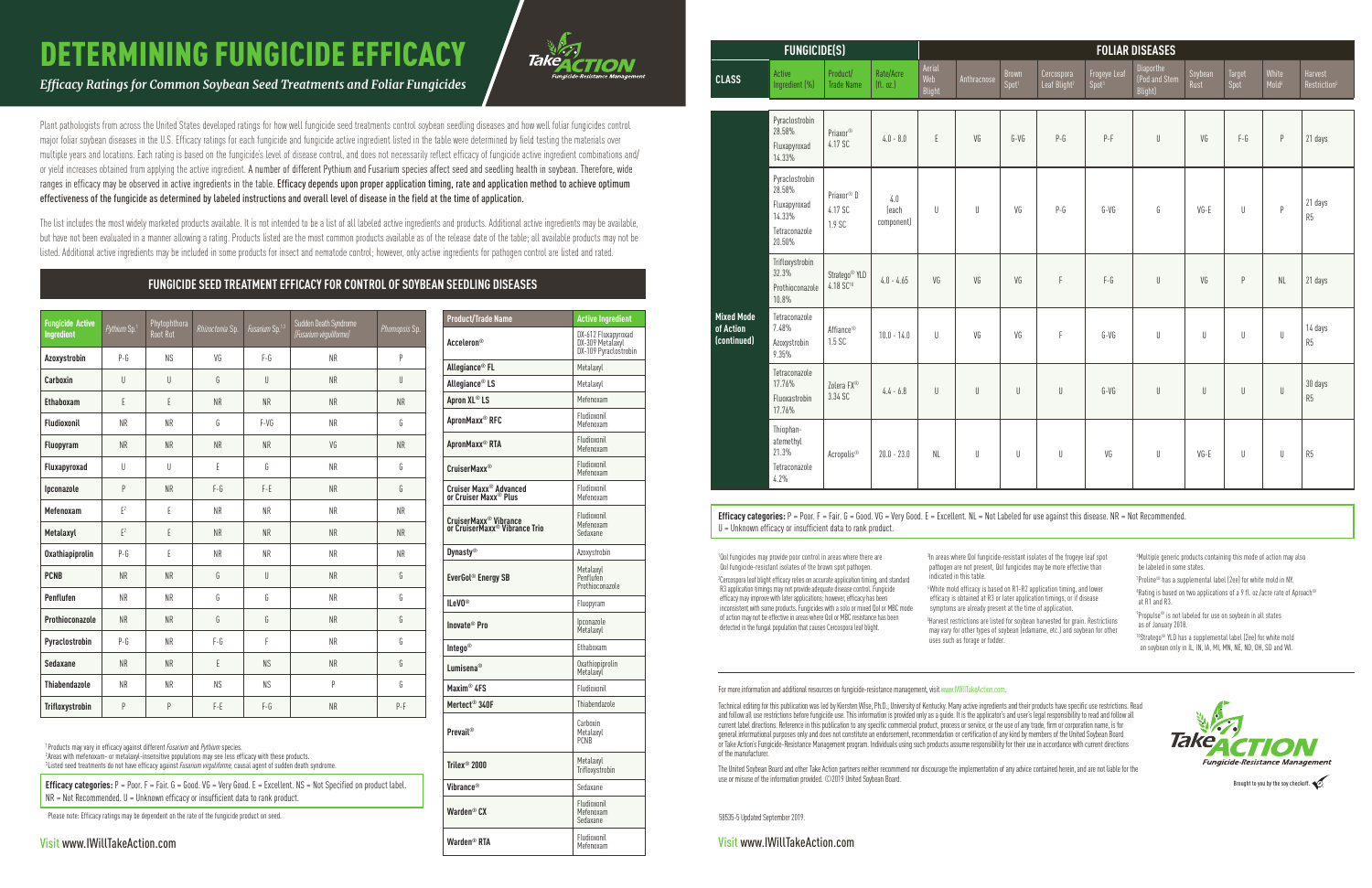# DETERMINING FUNGICIDE EFFICACY

*Efficacy Ratings for Common Soybean Seed Treatments and Foliar Fungicides*

Plant pathologists from across the United States developed ratings for how well fungicide seed treatments control soybean seedling diseases and how well foliar fungicides control major foliar soybean diseases in the U.S. Efficacy ratings for each fungicide and fungicide active ingredient listed in the table were determined by field testing the materials over multiple years and locations. Each rating is based on the fungicide's level of disease control, and does not necessarily reflect efficacy of fungicide active ingredient combinations and/or yield increases obtained from applying the active ingredient. A number of different Pythium and Fusarium species affect seed and seedling health in soybean. Therefore, wide ranges in efficacy may be observed in active ingredients in the table. Efficacy depends upon proper application timing, rate and application method to achieve optimum effectiveness of the fungicide as determined by labeled instructions and overall level of disease in the field at the time of application.

The list includes the most widely marketed products available. It is not intended to be a list of all labeled active ingredients and products. Additional active ingredients may be available, but have not been evaluated in a manner allowing a rating. Products listed are the most common products available as of the release date of the table; all available products may not be listed. Additional active ingredients may be included in some products for insect and nematode control; however, only active ingredients for pathogen control are listed and rated.

## FUNGICIDE SEED TREATMENT EFFICACY FOR CONTROL OF SOYBEAN SEEDLING DISEASES

| Fungicide Active Ingredient | *Pythium* Sp.[1] | Phytophthora Root Rot | *Rhizoctonia* Sp. | *Fusarium* Sp.[1,3] | Sudden Death Syndrome *(Fusarium virguliforme)* | *Phomopsis* Sp. |
|---|---|---|---|---|---|---|
| Azoxystrobin | P-G | NS | VG | F-G | NR | P |
| Carboxin | U | U | G | U | NR | U |
| Ethaboxam | E | E | NR | NR | NR | NR |
| Fludioxonil | NR | NR | G | F-VG | NR | G |
| Fluopyram | NR | NR | NR | NR | VG | NR |
| Fluxapyroxad | U | U | E | G | NR | G |
| Ipconazole | P | NR | F-G | F-E | NR | G |
| Mefenoxam | E[2] | E | NR | NR | NR | NR |
| Metalaxyl | E[2] | E | NR | NR | NR | NR |
| Oxathiapiprolin | P-G | E | NR | NR | NR | NR |
| PCNB | NR | NR | G | U | NR | G |
| Penflufen | NR | NR | G | G | NR | G |
| Prothioconazole | NR | NR | G | G | NR | G |
| Pyraclostrobin | P-G | NR | F-G | F | NR | G |
| Sedaxane | NR | NR | E | NS | NR | G |
| Thiabendazole | NR | NR | NS | NS | P | G |
| Trifloxystrobin | P | P | F-E | F-G | NR | P-F |

[1]Products may vary in efficacy against different *Fusarium* and *Pythium* species.
[2]Areas with mefenoxam- or metalaxyl-insensitive populations may see less efficacy with these products.
[3]Listed seed treatments do not have efficacy against *Fusarium virguliforme*, causal agent of sudden death syndrome.

**Efficacy categories:** P = Poor. F = Fair. G = Good. VG = Very Good. E = Excellent. NS = Not Specified on product label. NR = Not Recommended. U = Unknown efficacy or insufficient data to rank product.

Please note: Efficacy ratings may be dependent on the rate of the fungicide product on seed.

| Product/Trade Name | Active Ingredient |
|---|---|
| Acceleron® | DX-612 Fluxapyroxad DX-309 Metalaxyl DX-109 Pyraclostrobin |
| Allegiance® FL | Metalaxyl |
| Allegiance® LS | Metalaxyl |
| Apron XL® LS | Mefenoxam |
| ApronMaxx® RFC | Fludioxonil Mefenoxam |
| ApronMaxx® RTA | Fludioxonil Mefenoxam |
| CruiserMaxx® | Fludioxonil Mefenoxam |
| Cruiser Maxx® Advanced or Cruiser Maxx® Plus | Fludioxonil Mefenoxam |
| CruiserMaxx® Vibrance or CruiserMaxx® Vibrance Trio | Fludioxonil Mefenoxam Sedaxane |
| Dynasty® | Azoxystrobin |
| EverGol® Energy SB | Metalaxyl Penflufen Prothioconazole |
| ILeVO® | Fluopyram |
| Inovate® Pro | Ipconazole Metalaxyl |
| Intego® | Ethaboxam |
| Lumisena® | Oxathiopiprolin Metalaxyl |
| Maxim® 4FS | Fludioxonil |
| Mertect® 340F | Thiabendazole |
| Prevail® | Carboxin Metalaxyl PCNB |
| Trilex® 2000 | Metalaxyl Trifloxystrobin |
| Vibrance® | Sedaxane |
| Warden® CX | Fludioxonil Mefenoxam Sedaxane |
| Warden® RTA | Fludioxonil Mefenoxam |

Visit www.IWillTakeAction.com

| FUNGICIDE(S) | | | | FOLIAR DISEASES | | | | | | | | | |
|---|---|---|---|---|---|---|---|---|---|---|---|---|---|
| CLASS | Active Ingredient (%) | Product/ Trade Name | Rate/Acre (fl. oz.) | Aerial Web Blight | Anthracnose | Brown Spot[1] | Cercospora Leaf Blight[2] | Frogeye Leaf Spot[3] | Diaporthe (Pod and Stem Blight) | Soybean Rust | Target Spot | White Mold[4] | Harvest Restriction[5] |
| Mixed Mode of Action (continued) | Pyraclostrobin 28.58% Fluxapyroxad 14.33% | Priaxor® 4.17 SC | 4.0 - 8.0 | E | VG | G-VG | P-G | P-F | U | VG | F-G | P | 21 days |
| | Pyraclostrobin 28.58% Fluxapyroxad 14.33% Tetraconazole 20.50% | Priaxor® D 4.17 SC 1.9 SC | 4.0 (each component) | U | U | VG | P-G | G-VG | G | VG-E | U | P | 21 days R5 |
| | Trifloxystrobin 32.3% Prothioconazole 10.8% | Stratego® YLD 4.18 SC[10] | 4.0 - 4.65 | VG | VG | VG | F | F-G | U | VG | P | NL | 21 days |
| | Tetraconazole 7.48% Azoxystrobin 9.35% | Affiance® 1.5 SC | 10.0 - 14.0 | U | VG | VG | F | G-VG | U | U | U | U | 14 days R5 |
| | Tetraconazole 17.76% Fluoxastrobin 17.76% | Zolera FX® 3.34 SC | 4.4 - 6.8 | U | U | U | U | G-VG | U | U | U | U | 30 days R5 |
| | Thiophanate-methyl 21.3% Tetraconazole 4.2% | Acropolis® | 20.0 - 23.0 | NL | U | U | U | VG | U | VG-E | U | U | R5 |

**Efficacy categories:** P = Poor. F = Fair. G = Good. VG = Very Good. E = Excellent. NL = Not Labeled for use against this disease. NR = Not Recommended. U = Unknown efficacy or insufficient data to rank product.

[1]QoI fungicides may provide poor control in areas where there are QoI fungicide-resistant isolates of the brown spot pathogen.

[2]Cercospora leaf blight efficacy relies on accurate application timing, and standard R3 application timings may not provide adequate disease control. Fungicide efficacy may improve with later applications; however, efficacy has been inconsistent with some products. Fungicides with a solo or mixed QoI or MBC mode of action may not be effective in areas where QoI or MBC resistance has been detected in the fungal population that causes Cercospora leaf blight.

[3]In areas where QoI fungicide-resistant isolates of the frogeye leaf spot pathogen are not present, QoI fungicides may be more effective than indicated in this table.

[4]White mold efficacy is based on R1-R2 application timing, and lower efficacy is obtained at R3 or later application timings, or if disease symptoms are already present at the time of application.

[5]Harvest restrictions are listed for soybean harvested for grain. Restrictions may vary for other types of soybean (edamame, etc.) and soybean for other uses such as forage or fodder.

[6]Multiple generic products containing this mode of action may also be labeled in some states.

[7]Proline® has a supplemental label (2ee) for white mold in NY.

[8]Rating is based on two applications of a 9 fl. oz./acre rate of Aproach® at R1 and R3.

[9]Propulse® is not labeled for use on soybean in all states as of January 2018.

[10]Stratego® YLD has a supplemental label (2ee) for white mold on soybean only in IL, IN, IA, MI, MN, NE, ND, OH, SD and WI.

For more information and additional resources on fungicide-resistance management, visit www.IWillTakeAction.com.

Technical editing for this publication was led by Kiersten Wise, Ph.D., University of Kentucky. Many active ingredients and their products have specific use restrictions. Read and follow all use restrictions before fungicide use. This information is provided only as a guide. It is the applicator's and user's legal responsibility to read and follow all current label directions. Reference in this publication to any specific commercial product, process or service, or the use of any trade, firm or corporation name, is for general informational purposes only and does not constitute an endorsement, recommendation or certification of any kind by members of the United Soybean Board or Take Action's Fungicide-Resistance Management program. Individuals using such products assume responsibility for their use in accordance with current directions of the manufacturer.

The United Soybean Board and other Take Action partners neither recommend nor discourage the implementation of any advice contained herein, and are not liable for the use or misuse of the information provided. ©2019 United Soybean Board.

Brought to you by the soy checkoff.

58535-5 Updated September 2019.

Visit www.IWillTakeAction.com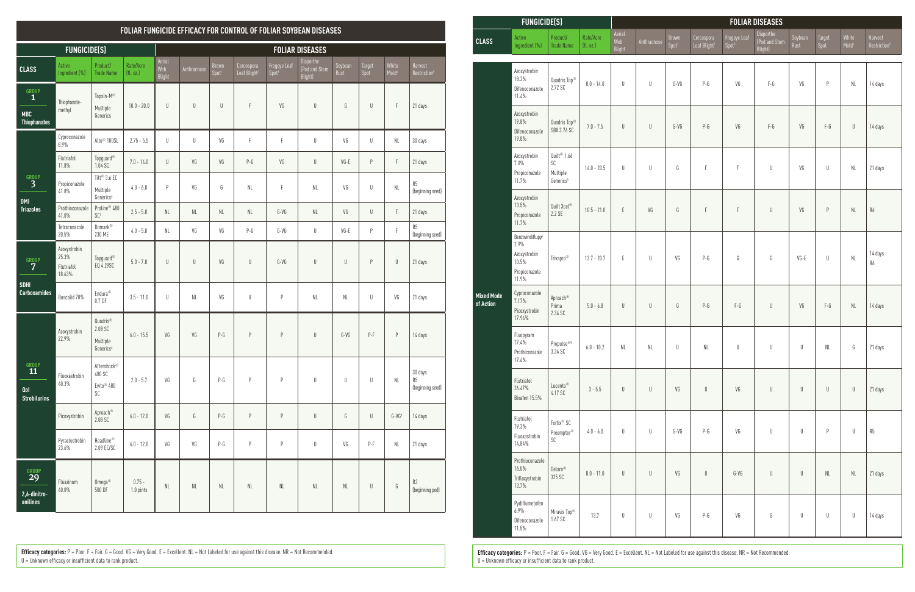# FOLIAR FUNGICIDE EFFICACY FOR CONTROL OF FOLIAR SOYBEAN DISEASES

| FUNGICIDE(S) | | | | FOLIAR DISEASES | | | | | | | | | |
|---|---|---|---|---|---|---|---|---|---|---|---|---|---|
| CLASS | Active Ingredient (%) | Product/ Trade Name | Rate/Acre (fl. oz.) | Aerial Web Blight | Anthracnose | Brown Spot[1] | Cercospora Leaf Blight[2] | Frogeye Leaf Spot[3] | Diaporthe (Pod and Stem Blight) | Soybean Rust | Target Spot | White Mold[4] | Harvest Restriction[5] |
| GROUP 1 MBC Thiophanates | Thiophanate-methyl | Topsin-M® Multiple Generics | 10.0 - 20.0 | U | U | U | F | VG | U | G | U | F | 21 days |
| GROUP 3 DMI Triazoles | Cyproconazole 8.9% | Alto® 100SL | 2.75 - 5.5 | U | U | VG | F | F | U | VG | U | NL | 30 days |
| | Flutriafol 11.8% | Topguard® 1.04 SC | 7.0 - 14.0 | U | VG | VG | P-G | VG | U | VG-E | P | F | 21 days |
| | Propiconazole 41.8% | Tilt® 3.6 EC Multiple Generics[6] | 4.0 - 6.0 | P | VG | G | NL | F | NL | VG | U | NL | R5 (beginning seed) |
| | Prothioconazole 41.0% | Proline® 480 SC[7] | 2.5 - 5.0 | NL | NL | NL | NL | G-VG | NL | VG | U | F | 21 days |
| | Tetraconazole 20.5% | Domark® 230 ME | 4.0 - 5.0 | NL | VG | VG | P-G | G-VG | U | VG-E | P | F | R5 (beginning seed) |
| GROUP 7 SDHI Carboxamides | Azoxystrobin 25.3% Flutriafol 18.63% | Topguard® EQ 4.29SC | 5.0 - 7.0 | U | U | VG | U | G-VG | U | U | P | U | 21 days |
| | Boscalid 70% | Endura® 0.7 DF | 3.5 - 11.0 | U | NL | VG | U | P | NL | NL | U | VG | 21 days |
| GROUP 11 QoI Strobilurins | Azoxystrobin 22.9% | Quadris® 2.08 SC Multiple Generics[6] | 6.0 - 15.5 | VG | VG | P-G | P | P | U | G-VG | P-F | P | 14 days |
| | Fluoxastrobin 40.3% | Aftershock® 480 SC Evito® 480 SC | 2.0 - 5.7 | VG | G | P-G | P | P | U | U | U | NL | 30 days R5 (beginning seed) |
| | Picoxystrobin | Aproach® 2.08 SC | 6.0 - 12.0 | VG | G | P-G | P | P | U | G | U | G-VG[8] | 14 days |
| | Pyraclostrobin 23.6% | Headline® 2.09 EC/SC | 6.0 - 12.0 | VG | VG | P-G | P | P | U | VG | P-F | NL | 21 days |
| GROUP 29 2,6-dinitro-anilines | Fluazinam 40.0% | Omega® 500 DF | 0.75 - 1.0 pints | NL | NL | NL | NL | NL | NL | NL | U | G | R3 (beginning pod) |

**Efficacy categories:** P = Poor. F = Fair. G = Good. VG = Very Good. E = Excellent. NL = Not Labeled for use against this disease. NR = Not Recommended.
U = Unknown efficacy or insufficient data to rank product.

| FUNGICIDE(S) | | | | FOLIAR DISEASES | | | | | | | | | |
|---|---|---|---|---|---|---|---|---|---|---|---|---|---|
| CLASS | Active Ingredient (%) | Product/ Trade Name | Rate/Acre (fl. oz.) | Aerial Web Blight | Anthracnose | Brown Spot[1] | Cercospora Leaf Blight[2] | Frogeye Leaf Spot[3] | Diaporthe (Pod and Stem Blight) | Soybean Rust | Target Spot | White Mold[4] | Harvest Restriction[5] |
| Mixed Mode of Action | Azoxystrobin 18.2% Difenoconazole 11.4% | Quadris Top® 2.72 SC | 8.0 - 14.0 | U | U | G-VG | P-G | VG | F-G | VG | P | NL | 14 days |
| | Azoxystrobin 19.8% Difenoconazole 19.8% | Quadris Top® SBX 3.76 SC | 7.0 - 7.5 | U | U | G-VG | P-G | VG | F-G | VG | F-G | U | 14 days |
| | Azoxystrobin 7.0% Propiconazole 11.7% | Quilt® 1.66 SC Multiple Generics[6] | 14.0 - 20.5 | U | U | G | F | F | U | VG | U | NL | 21 days |
| | Azoxystrobin 13.5% Propiconazole 11.7% | Quilt Xcel® 2.2 SE | 10.5 - 21.0 | E | VG | G | F | F | U | VG | P | NL | R6 |
| | Benzovindiflupyr 2.9% Azoxystrobin 10.5% Propiconazole 11.9% | Trivapro® | 13.7 - 20.7 | E | U | VG | P-G | G | G | VG-E | U | NL | 14 days R6 |
| | Cyproconazole 7.17% Picoxystrobin 17.94% | Aproach® Prima 2.34 SC | 5.0 - 6.8 | U | U | G | P-G | F-G | U | VG | F-G | NL | 14 days |
| | Fluopyram 17.4% Prothioconazole 17.4% | Propulse®® 3.34 SC | 6.0 - 10.2 | NL | NL | U | NL | U | U | U | NL | G | 21 days |
| | Flutriafol 26.47% Bixafen 15.5% | Lucento® 4.17 SC | 3 - 5.5 | U | U | VG | U | VG | U | U | U | U | 21 days |
| | Flutriafol 19.3% Fluoxastrobin 14.84% | Fortix® SC Preemptor® SC | 4.0 - 6.0 | U | U | G-VG | P-G | VG | U | U | P | U | R5 |
| | Prothioconazole 16.0% Trifloxystrobin 13.7% | Delaro® 325 SC | 8.0 - 11.0 | U | U | VG | U | G-VG | U | U | NL | NL | 21 days |
| | Pydiflumetofen 6.9% Difenoconazole 11.5% | Miravis Top® 1.67 SC | 13.7 | U | U | VG | P-G | VG | G | U | U | U | 14 days |

**Efficacy categories:** P = Poor. F = Fair. G = Good. VG = Very Good. E = Excellent. NL = Not Labeled for use against this disease. NR = Not Recommended.
U = Unknown efficacy or insufficient data to rank product.